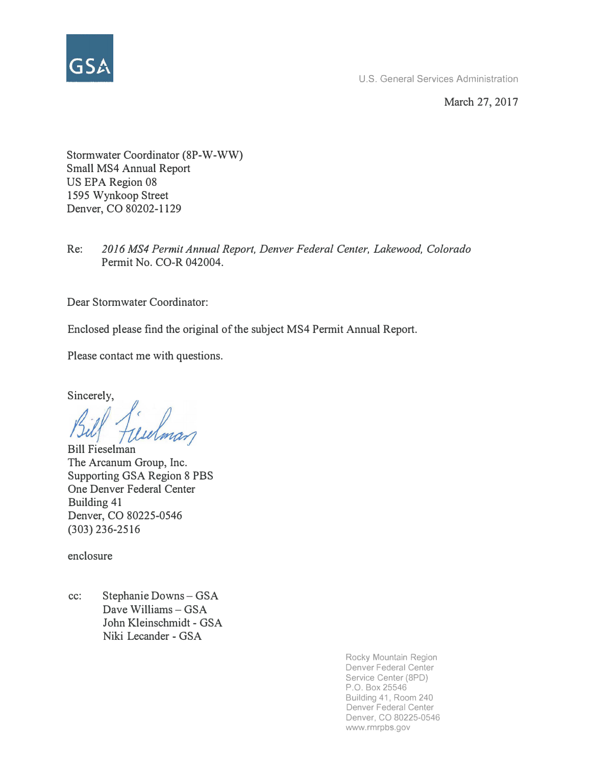GSA

U.S. General Services Administration

March 27, 2017

Stormwater Coordinator (8P-W-WW)
Small MS4 Annual Report
US EPA Region 08
1595 Wynkoop Street
Denver, CO 80202-1129

Re: *2016 MS4 Permit Annual Report, Denver Federal Center, Lakewood, Colorado* Permit No. CO-R 042004.

Dear Stormwater Coordinator:

Enclosed please find the original of the subject MS4 Permit Annual Report.

Please contact me with questions.

Sincerely,

Bill Fieselman
The Arcanum Group, Inc.
Supporting GSA Region 8 PBS
One Denver Federal Center
Building 41
Denver, CO 80225-0546
(303) 236-2516

enclosure

cc: Stephanie Downs – GSA
Dave Williams – GSA
John Kleinschmidt - GSA
Niki Lecander - GSA

Rocky Mountain Region
Denver Federal Center
Service Center (8PD)
P.O. Box 25546
Building 41, Room 240
Denver Federal Center
Denver, CO 80225-0546
www.rmrpbs.gov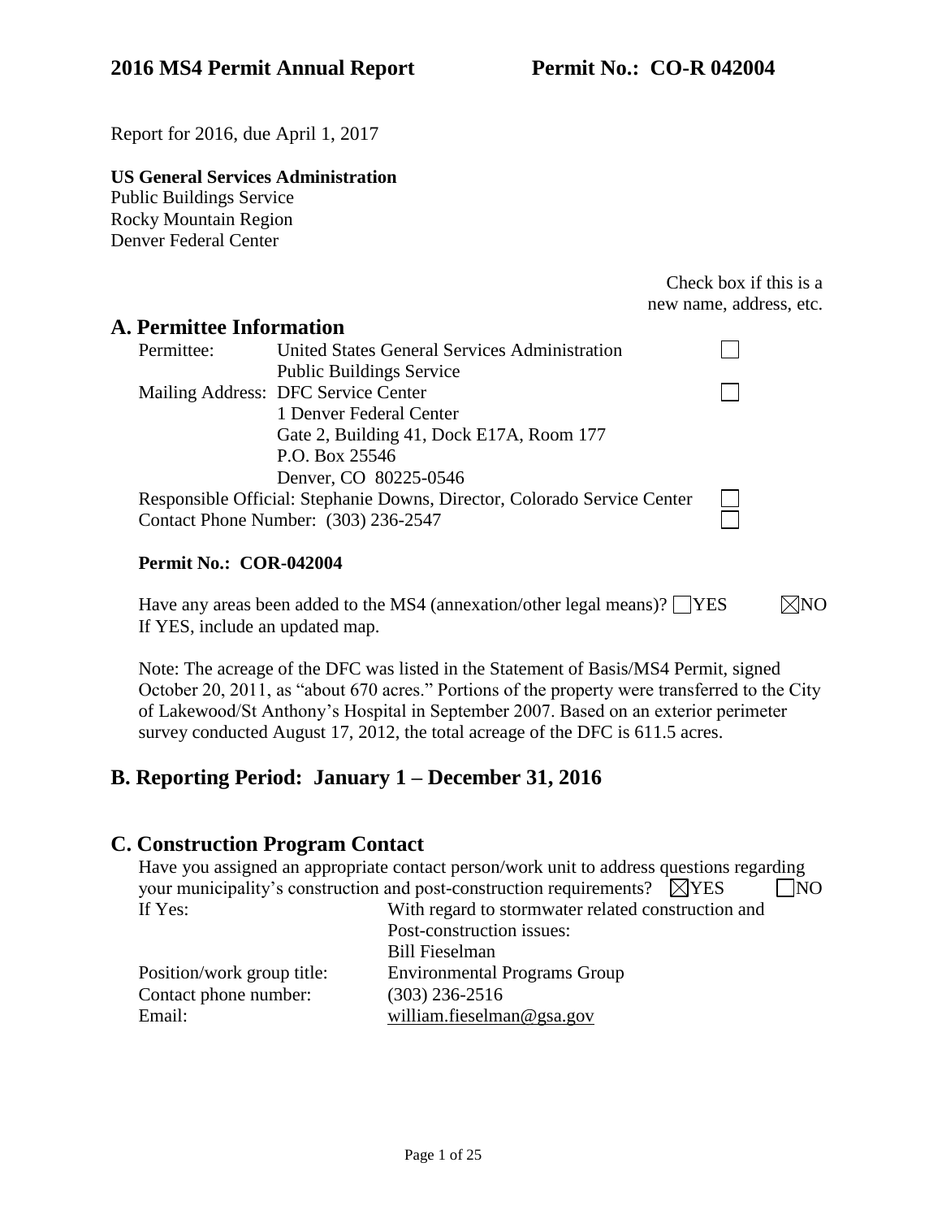# 2016 MS4 Permit Annual Report    Permit No.: CO-R 042004

Report for 2016, due April 1, 2017

**US General Services Administration**
Public Buildings Service
Rocky Mountain Region
Denver Federal Center

Check box if this is a new name, address, etc.

## A. Permittee Information

| | | |
|---|---|---|
| Permittee: | United States General Services Administration<br>Public Buildings Service | ☐ |
| Mailing Address: | DFC Service Center<br>1 Denver Federal Center<br>Gate 2, Building 41, Dock E17A, Room 177<br>P.O. Box 25546<br>Denver, CO 80225-0546 | ☐ |
| Responsible Official: | Stephanie Downs, Director, Colorado Service Center | ☐ |
| Contact Phone Number: | (303) 236-2547 | ☐ |

**Permit No.: COR-042004**

Have any areas been added to the MS4 (annexation/other legal means)? ☐YES ☒NO
If YES, include an updated map.

Note: The acreage of the DFC was listed in the Statement of Basis/MS4 Permit, signed October 20, 2011, as "about 670 acres." Portions of the property were transferred to the City of Lakewood/St Anthony's Hospital in September 2007. Based on an exterior perimeter survey conducted August 17, 2012, the total acreage of the DFC is 611.5 acres.

## B. Reporting Period: January 1 – December 31, 2016

## C. Construction Program Contact

Have you assigned an appropriate contact person/work unit to address questions regarding your municipality's construction and post-construction requirements? ☒YES ☐NO

| | |
|---|---|
| If Yes: | With regard to stormwater related construction and Post-construction issues:<br>Bill Fieselman |
| Position/work group title: | Environmental Programs Group |
| Contact phone number: | (303) 236-2516 |
| Email: | william.fieselman@gsa.gov |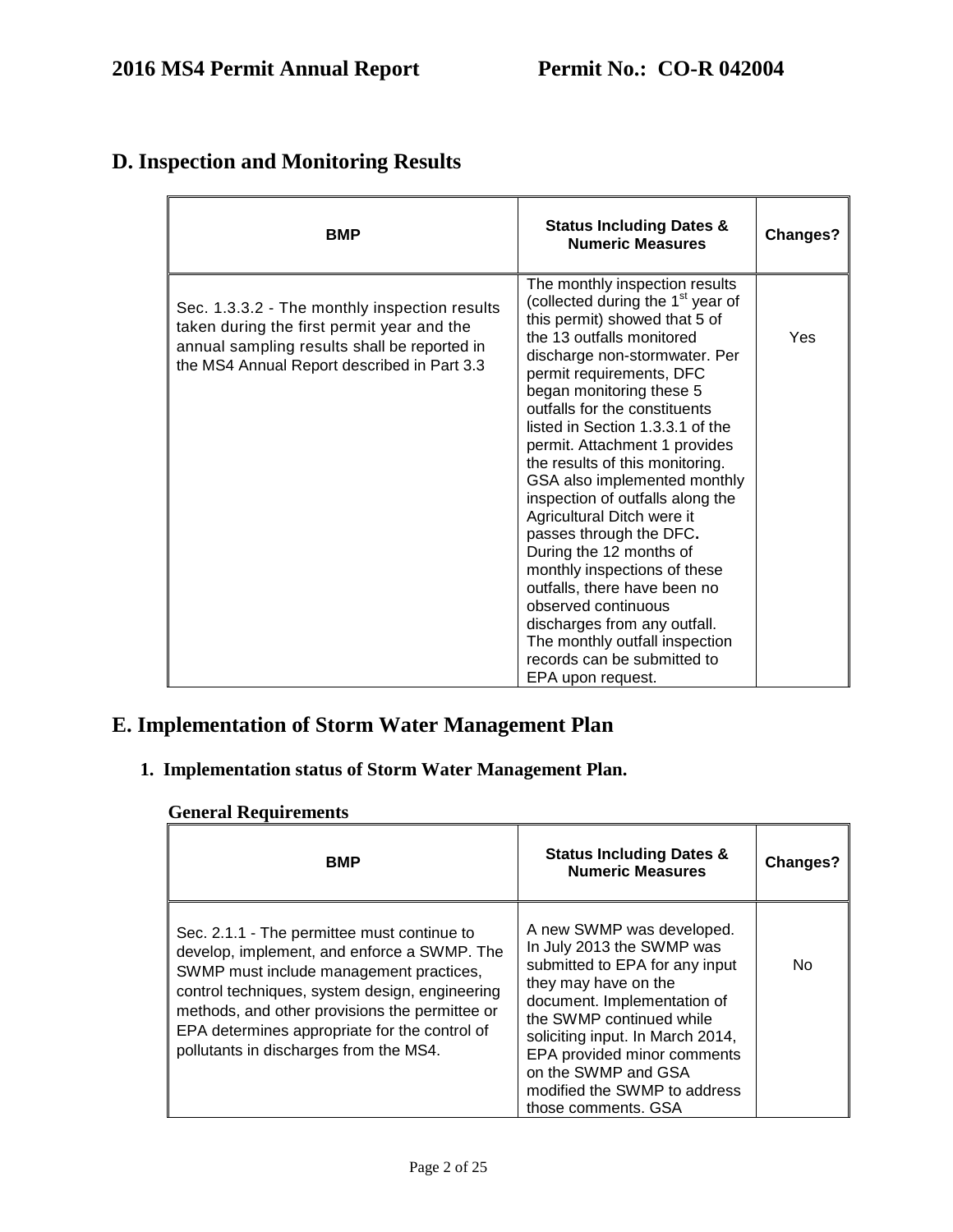## D. Inspection and Monitoring Results

| BMP | Status Including Dates & Numeric Measures | Changes? |
|---|---|---|
| Sec. 1.3.3.2 - The monthly inspection results taken during the first permit year and the annual sampling results shall be reported in the MS4 Annual Report described in Part 3.3 | The monthly inspection results (collected during the 1st year of this permit) showed that 5 of the 13 outfalls monitored discharge non-stormwater. Per permit requirements, DFC began monitoring these 5 outfalls for the constituents listed in Section 1.3.3.1 of the permit. Attachment 1 provides the results of this monitoring. GSA also implemented monthly inspection of outfalls along the Agricultural Ditch were it passes through the DFC. During the 12 months of monthly inspections of these outfalls, there have been no observed continuous discharges from any outfall. The monthly outfall inspection records can be submitted to EPA upon request. | Yes |

## E. Implementation of Storm Water Management Plan

### 1. Implementation status of Storm Water Management Plan.

#### General Requirements

| BMP | Status Including Dates & Numeric Measures | Changes? |
|---|---|---|
| Sec. 2.1.1 - The permittee must continue to develop, implement, and enforce a SWMP. The SWMP must include management practices, control techniques, system design, engineering methods, and other provisions the permittee or EPA determines appropriate for the control of pollutants in discharges from the MS4. | A new SWMP was developed. In July 2013 the SWMP was submitted to EPA for any input they may have on the document. Implementation of the SWMP continued while soliciting input. In March 2014, EPA provided minor comments on the SWMP and GSA modified the SWMP to address those comments. GSA | No |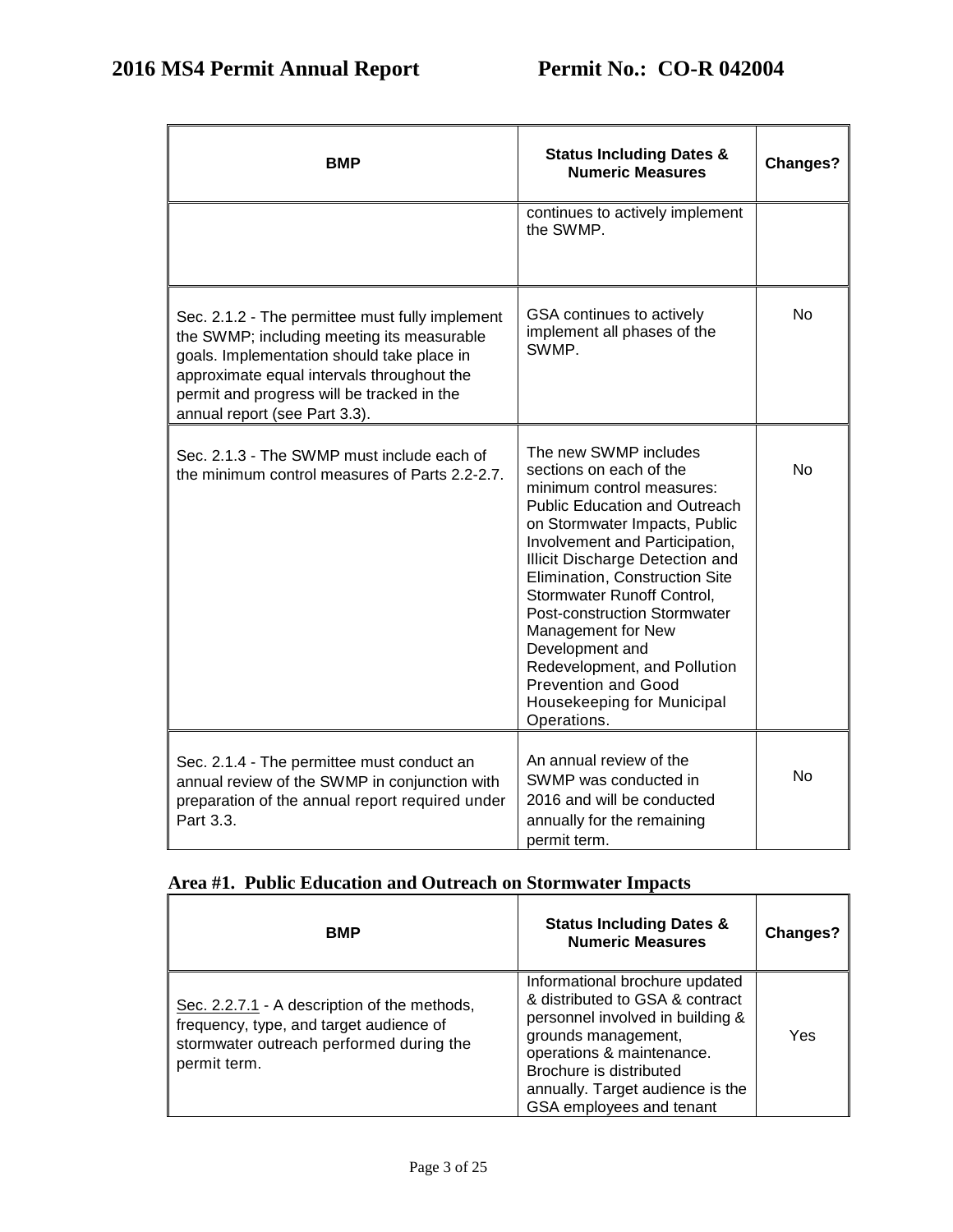| BMP | Status Including Dates & Numeric Measures | Changes? |
|---|---|---|
| | continues to actively implement the SWMP. | |
| Sec. 2.1.2 - The permittee must fully implement the SWMP; including meeting its measurable goals. Implementation should take place in approximate equal intervals throughout the permit and progress will be tracked in the annual report (see Part 3.3). | GSA continues to actively implement all phases of the SWMP. | No |
| Sec. 2.1.3 - The SWMP must include each of the minimum control measures of Parts 2.2-2.7. | The new SWMP includes sections on each of the minimum control measures: Public Education and Outreach on Stormwater Impacts, Public Involvement and Participation, Illicit Discharge Detection and Elimination, Construction Site Stormwater Runoff Control, Post-construction Stormwater Management for New Development and Redevelopment, and Pollution Prevention and Good Housekeeping for Municipal Operations. | No |
| Sec. 2.1.4 - The permittee must conduct an annual review of the SWMP in conjunction with preparation of the annual report required under Part 3.3. | An annual review of the SWMP was conducted in 2016 and will be conducted annually for the remaining permit term. | No |

## Area #1. Public Education and Outreach on Stormwater Impacts

| BMP | Status Including Dates & Numeric Measures | Changes? |
|---|---|---|
| Sec. 2.2.7.1 - A description of the methods, frequency, type, and target audience of stormwater outreach performed during the permit term. | Informational brochure updated & distributed to GSA & contract personnel involved in building & grounds management, operations & maintenance. Brochure is distributed annually. Target audience is the GSA employees and tenant | Yes |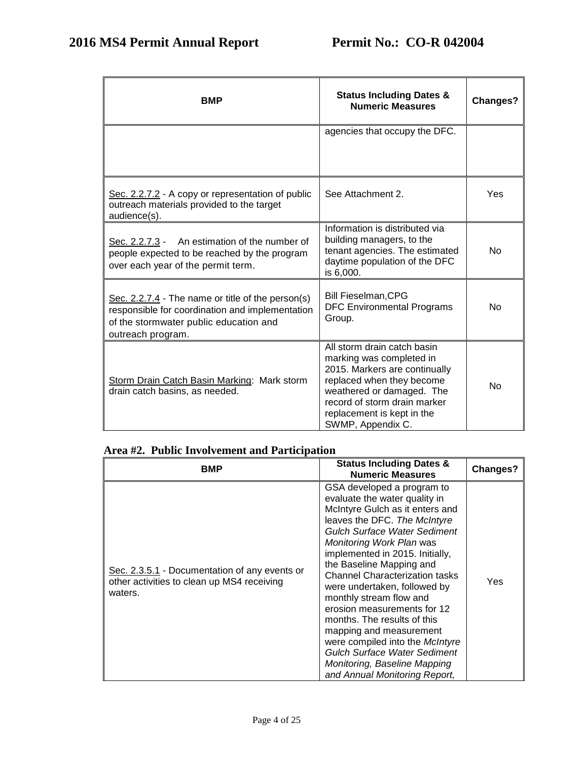| BMP | Status Including Dates & Numeric Measures | Changes? |
|---|---|---|
| | agencies that occupy the DFC. | |
| Sec. 2.2.7.2 - A copy or representation of public outreach materials provided to the target audience(s). | See Attachment 2. | Yes |
| Sec. 2.2.7.3 - An estimation of the number of people expected to be reached by the program over each year of the permit term. | Information is distributed via building managers, to the tenant agencies. The estimated daytime population of the DFC is 6,000. | No |
| Sec. 2.2.7.4 - The name or title of the person(s) responsible for coordination and implementation of the stormwater public education and outreach program. | Bill Fieselman,CPG DFC Environmental Programs Group. | No |
| Storm Drain Catch Basin Marking: Mark storm drain catch basins, as needed. | All storm drain catch basin marking was completed in 2015. Markers are continually replaced when they become weathered or damaged. The record of storm drain marker replacement is kept in the SWMP, Appendix C. | No |

**Area #2. Public Involvement and Participation**

| BMP | Status Including Dates & Numeric Measures | Changes? |
|---|---|---|
| Sec. 2.3.5.1 - Documentation of any events or other activities to clean up MS4 receiving waters. | GSA developed a program to evaluate the water quality in McIntyre Gulch as it enters and leaves the DFC. *The McIntyre Gulch Surface Water Sediment Monitoring Work Plan* was implemented in 2015. Initially, the Baseline Mapping and Channel Characterization tasks were undertaken, followed by monthly stream flow and erosion measurements for 12 months. The results of this mapping and measurement were compiled into the *McIntyre Gulch Surface Water Sediment Monitoring, Baseline Mapping and Annual Monitoring Report,* | Yes |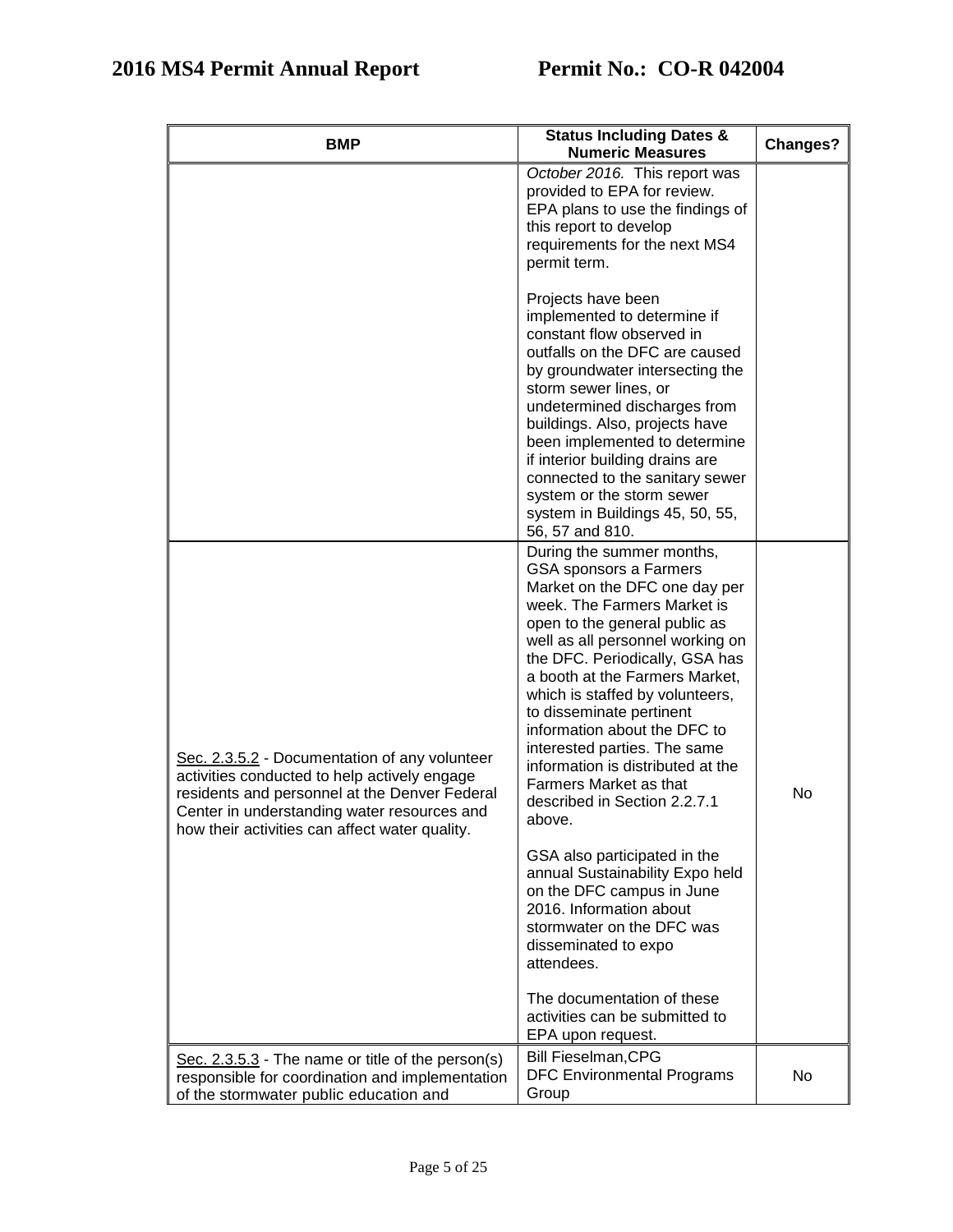| BMP | Status Including Dates & Numeric Measures | Changes? |
|---|---|---|
| | *October 2016.* This report was provided to EPA for review. EPA plans to use the findings of this report to develop requirements for the next MS4 permit term.<br><br>Projects have been implemented to determine if constant flow observed in outfalls on the DFC are caused by groundwater intersecting the storm sewer lines, or undetermined discharges from buildings. Also, projects have been implemented to determine if interior building drains are connected to the sanitary sewer system or the storm sewer system in Buildings 45, 50, 55, 56, 57 and 810. | |
| Sec. 2.3.5.2 - Documentation of any volunteer activities conducted to help actively engage residents and personnel at the Denver Federal Center in understanding water resources and how their activities can affect water quality. | During the summer months, GSA sponsors a Farmers Market on the DFC one day per week. The Farmers Market is open to the general public as well as all personnel working on the DFC. Periodically, GSA has a booth at the Farmers Market, which is staffed by volunteers, to disseminate pertinent information about the DFC to interested parties. The same information is distributed at the Farmers Market as that described in Section 2.2.7.1 above.<br><br>GSA also participated in the annual Sustainability Expo held on the DFC campus in June 2016. Information about stormwater on the DFC was disseminated to expo attendees.<br><br>The documentation of these activities can be submitted to EPA upon request. | No |
| Sec. 2.3.5.3 - The name or title of the person(s) responsible for coordination and implementation of the stormwater public education and | Bill Fieselman,CPG<br>DFC Environmental Programs Group | No |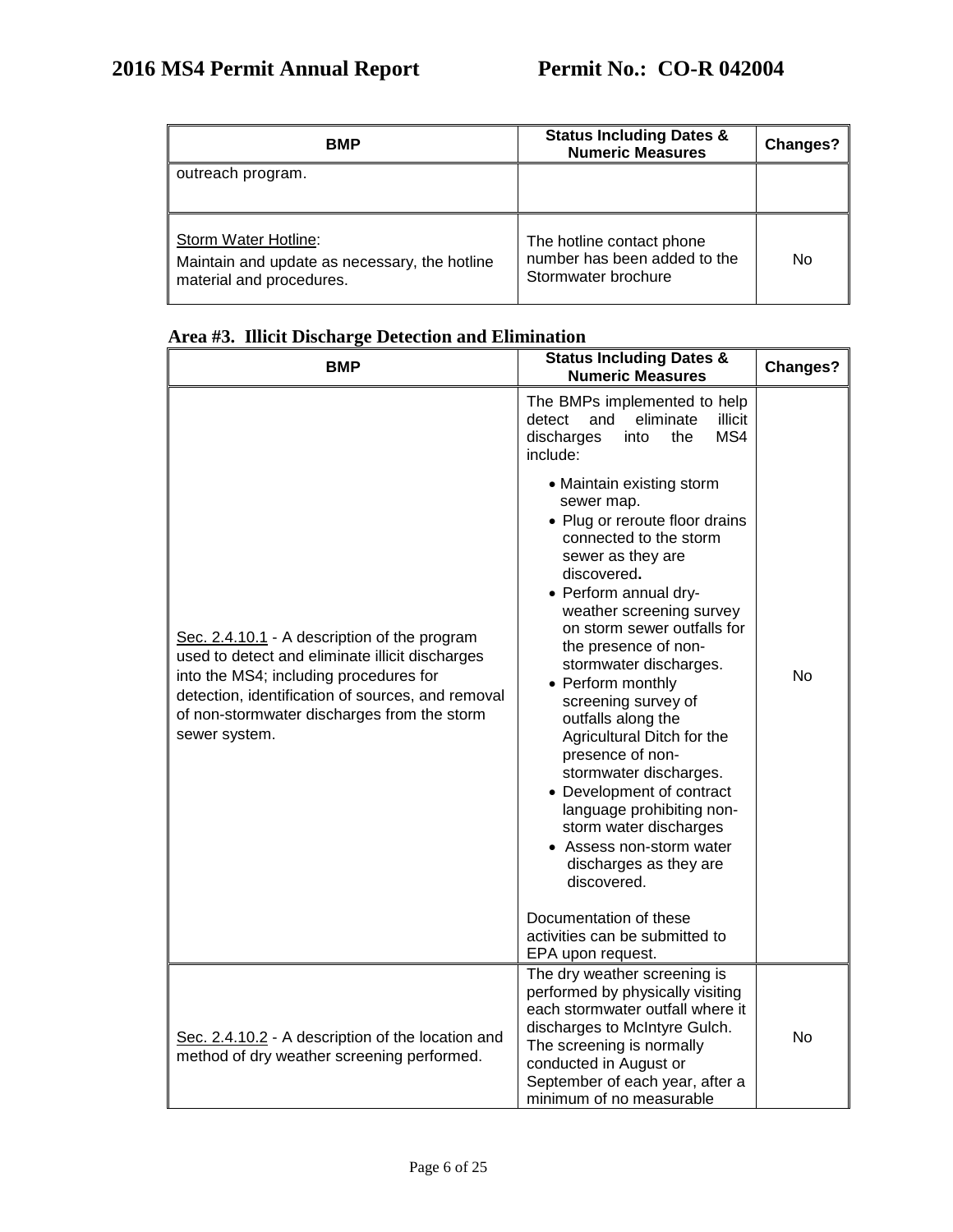| BMP | Status Including Dates & Numeric Measures | Changes? |
|---|---|---|
| outreach program. | | |
| Storm Water Hotline: Maintain and update as necessary, the hotline material and procedures. | The hotline contact phone number has been added to the Stormwater brochure | No |

**Area #3. Illicit Discharge Detection and Elimination**

| BMP | Status Including Dates & Numeric Measures | Changes? |
|---|---|---|
| Sec. 2.4.10.1 - A description of the program used to detect and eliminate illicit discharges into the MS4; including procedures for detection, identification of sources, and removal of non-stormwater discharges from the storm sewer system. | The BMPs implemented to help detect and eliminate illicit discharges into the MS4 include: <br>• Maintain existing storm sewer map. <br>• Plug or reroute floor drains connected to the storm sewer as they are discovered**.** <br>• Perform annual dry-weather screening survey on storm sewer outfalls for the presence of non-stormwater discharges. <br>• Perform monthly screening survey of outfalls along the Agricultural Ditch for the presence of non-stormwater discharges. <br>• Development of contract language prohibiting non-storm water discharges <br>• Assess non-storm water discharges as they are discovered. <br><br>Documentation of these activities can be submitted to EPA upon request. | No |
| Sec. 2.4.10.2 - A description of the location and method of dry weather screening performed. | The dry weather screening is performed by physically visiting each stormwater outfall where it discharges to McIntyre Gulch. The screening is normally conducted in August or September of each year, after a minimum of no measurable | No |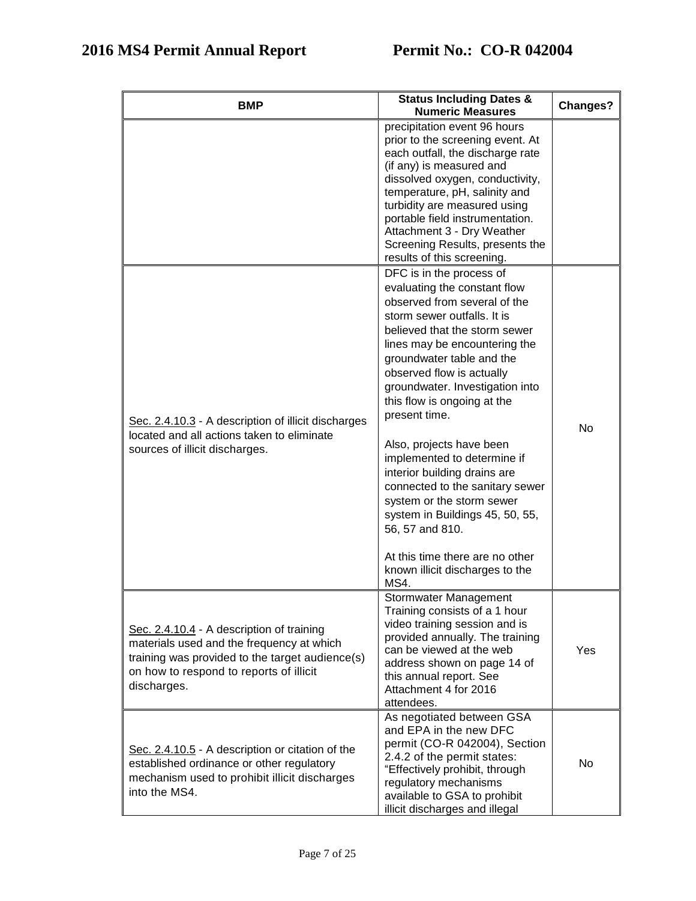| BMP | Status Including Dates & Numeric Measures | Changes? |
|---|---|---|
| | precipitation event 96 hours prior to the screening event. At each outfall, the discharge rate (if any) is measured and dissolved oxygen, conductivity, temperature, pH, salinity and turbidity are measured using portable field instrumentation. Attachment 3 - Dry Weather Screening Results, presents the results of this screening. | |
| Sec. 2.4.10.3 - A description of illicit discharges located and all actions taken to eliminate sources of illicit discharges. | DFC is in the process of evaluating the constant flow observed from several of the storm sewer outfalls. It is believed that the storm sewer lines may be encountering the groundwater table and the observed flow is actually groundwater. Investigation into this flow is ongoing at the present time.<br><br>Also, projects have been implemented to determine if interior building drains are connected to the sanitary sewer system or the storm sewer system in Buildings 45, 50, 55, 56, 57 and 810.<br><br>At this time there are no other known illicit discharges to the MS4. | No |
| Sec. 2.4.10.4 - A description of training materials used and the frequency at which training was provided to the target audience(s) on how to respond to reports of illicit discharges. | Stormwater Management Training consists of a 1 hour video training session and is provided annually. The training can be viewed at the web address shown on page 14 of this annual report. See Attachment 4 for 2016 attendees. | Yes |
| Sec. 2.4.10.5 - A description or citation of the established ordinance or other regulatory mechanism used to prohibit illicit discharges into the MS4. | As negotiated between GSA and EPA in the new DFC permit (CO-R 042004), Section 2.4.2 of the permit states: "Effectively prohibit, through regulatory mechanisms available to GSA to prohibit illicit discharges and illegal | No |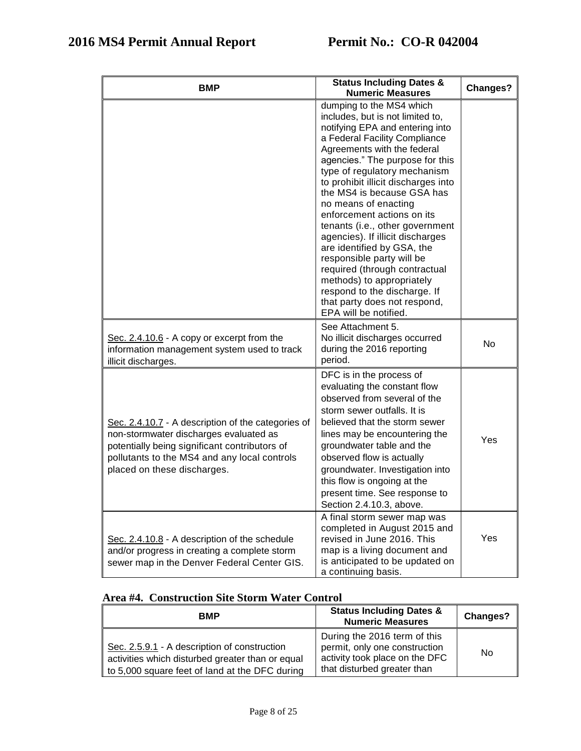| BMP | Status Including Dates & Numeric Measures | Changes? |
|---|---|---|
| | dumping to the MS4 which includes, but is not limited to, notifying EPA and entering into a Federal Facility Compliance Agreements with the federal agencies." The purpose for this type of regulatory mechanism to prohibit illicit discharges into the MS4 is because GSA has no means of enacting enforcement actions on its tenants (i.e., other government agencies). If illicit discharges are identified by GSA, the responsible party will be required (through contractual methods) to appropriately respond to the discharge. If that party does not respond, EPA will be notified. | |
| Sec. 2.4.10.6 - A copy or excerpt from the information management system used to track illicit discharges. | See Attachment 5. No illicit discharges occurred during the 2016 reporting period. | No |
| Sec. 2.4.10.7 - A description of the categories of non-stormwater discharges evaluated as potentially being significant contributors of pollutants to the MS4 and any local controls placed on these discharges. | DFC is in the process of evaluating the constant flow observed from several of the storm sewer outfalls. It is believed that the storm sewer lines may be encountering the groundwater table and the observed flow is actually groundwater. Investigation into this flow is ongoing at the present time. See response to Section 2.4.10.3, above. | Yes |
| Sec. 2.4.10.8 - A description of the schedule and/or progress in creating a complete storm sewer map in the Denver Federal Center GIS. | A final storm sewer map was completed in August 2015 and revised in June 2016. This map is a living document and is anticipated to be updated on a continuing basis. | Yes |

**Area #4. Construction Site Storm Water Control**

| BMP | Status Including Dates & Numeric Measures | Changes? |
|---|---|---|
| Sec. 2.5.9.1 - A description of construction activities which disturbed greater than or equal to 5,000 square feet of land at the DFC during | During the 2016 term of this permit, only one construction activity took place on the DFC that disturbed greater than | No |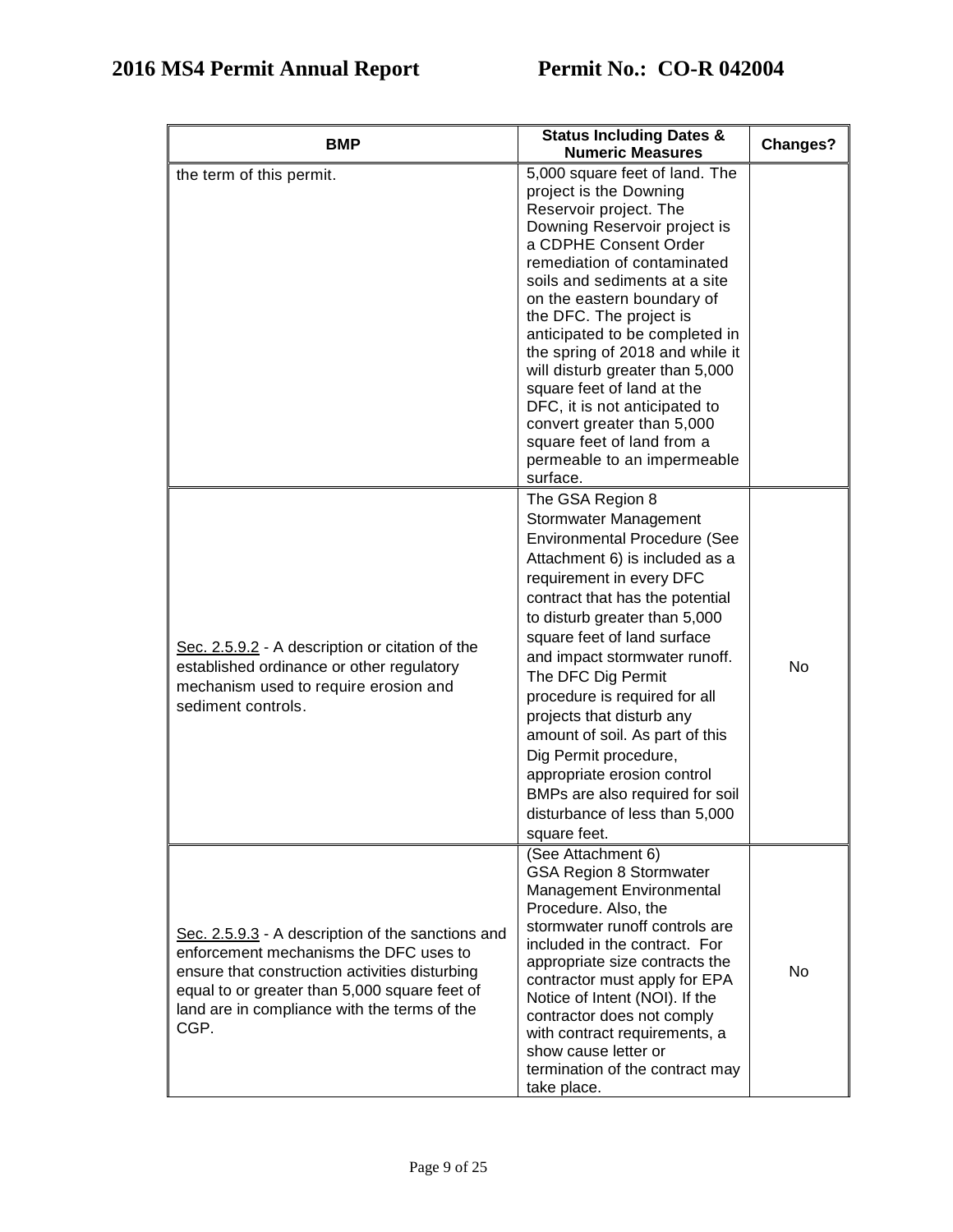| BMP | Status Including Dates & Numeric Measures | Changes? |
|---|---|---|
| the term of this permit. | 5,000 square feet of land. The project is the Downing Reservoir project. The Downing Reservoir project is a CDPHE Consent Order remediation of contaminated soils and sediments at a site on the eastern boundary of the DFC. The project is anticipated to be completed in the spring of 2018 and while it will disturb greater than 5,000 square feet of land at the DFC, it is not anticipated to convert greater than 5,000 square feet of land from a permeable to an impermeable surface. | |
| Sec. 2.5.9.2 - A description or citation of the established ordinance or other regulatory mechanism used to require erosion and sediment controls. | The GSA Region 8 Stormwater Management Environmental Procedure (See Attachment 6) is included as a requirement in every DFC contract that has the potential to disturb greater than 5,000 square feet of land surface and impact stormwater runoff. The DFC Dig Permit procedure is required for all projects that disturb any amount of soil. As part of this Dig Permit procedure, appropriate erosion control BMPs are also required for soil disturbance of less than 5,000 square feet. | No |
| Sec. 2.5.9.3 - A description of the sanctions and enforcement mechanisms the DFC uses to ensure that construction activities disturbing equal to or greater than 5,000 square feet of land are in compliance with the terms of the CGP. | (See Attachment 6) GSA Region 8 Stormwater Management Environmental Procedure. Also, the stormwater runoff controls are included in the contract. For appropriate size contracts the contractor must apply for EPA Notice of Intent (NOI). If the contractor does not comply with contract requirements, a show cause letter or termination of the contract may take place. | No |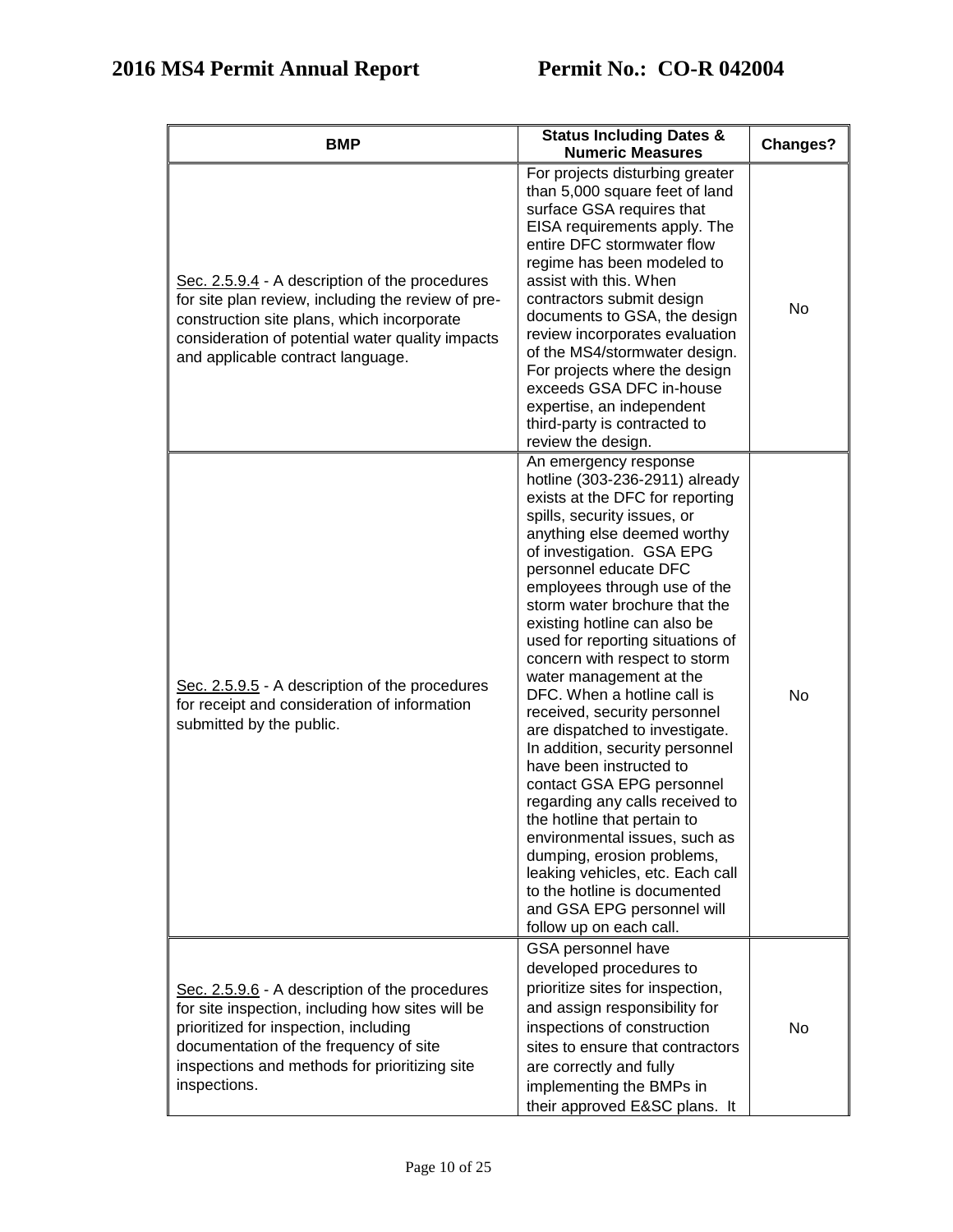| BMP | Status Including Dates & Numeric Measures | Changes? |
|---|---|---|
| Sec. 2.5.9.4 - A description of the procedures for site plan review, including the review of pre-construction site plans, which incorporate consideration of potential water quality impacts and applicable contract language. | For projects disturbing greater than 5,000 square feet of land surface GSA requires that EISA requirements apply. The entire DFC stormwater flow regime has been modeled to assist with this. When contractors submit design documents to GSA, the design review incorporates evaluation of the MS4/stormwater design. For projects where the design exceeds GSA DFC in-house expertise, an independent third-party is contracted to review the design. | No |
| Sec. 2.5.9.5 - A description of the procedures for receipt and consideration of information submitted by the public. | An emergency response hotline (303-236-2911) already exists at the DFC for reporting spills, security issues, or anything else deemed worthy of investigation. GSA EPG personnel educate DFC employees through use of the storm water brochure that the existing hotline can also be used for reporting situations of concern with respect to storm water management at the DFC. When a hotline call is received, security personnel are dispatched to investigate. In addition, security personnel have been instructed to contact GSA EPG personnel regarding any calls received to the hotline that pertain to environmental issues, such as dumping, erosion problems, leaking vehicles, etc. Each call to the hotline is documented and GSA EPG personnel will follow up on each call. | No |
| Sec. 2.5.9.6 - A description of the procedures for site inspection, including how sites will be prioritized for inspection, including documentation of the frequency of site inspections and methods for prioritizing site inspections. | GSA personnel have developed procedures to prioritize sites for inspection, and assign responsibility for inspections of construction sites to ensure that contractors are correctly and fully implementing the BMPs in their approved E&SC plans. It | No |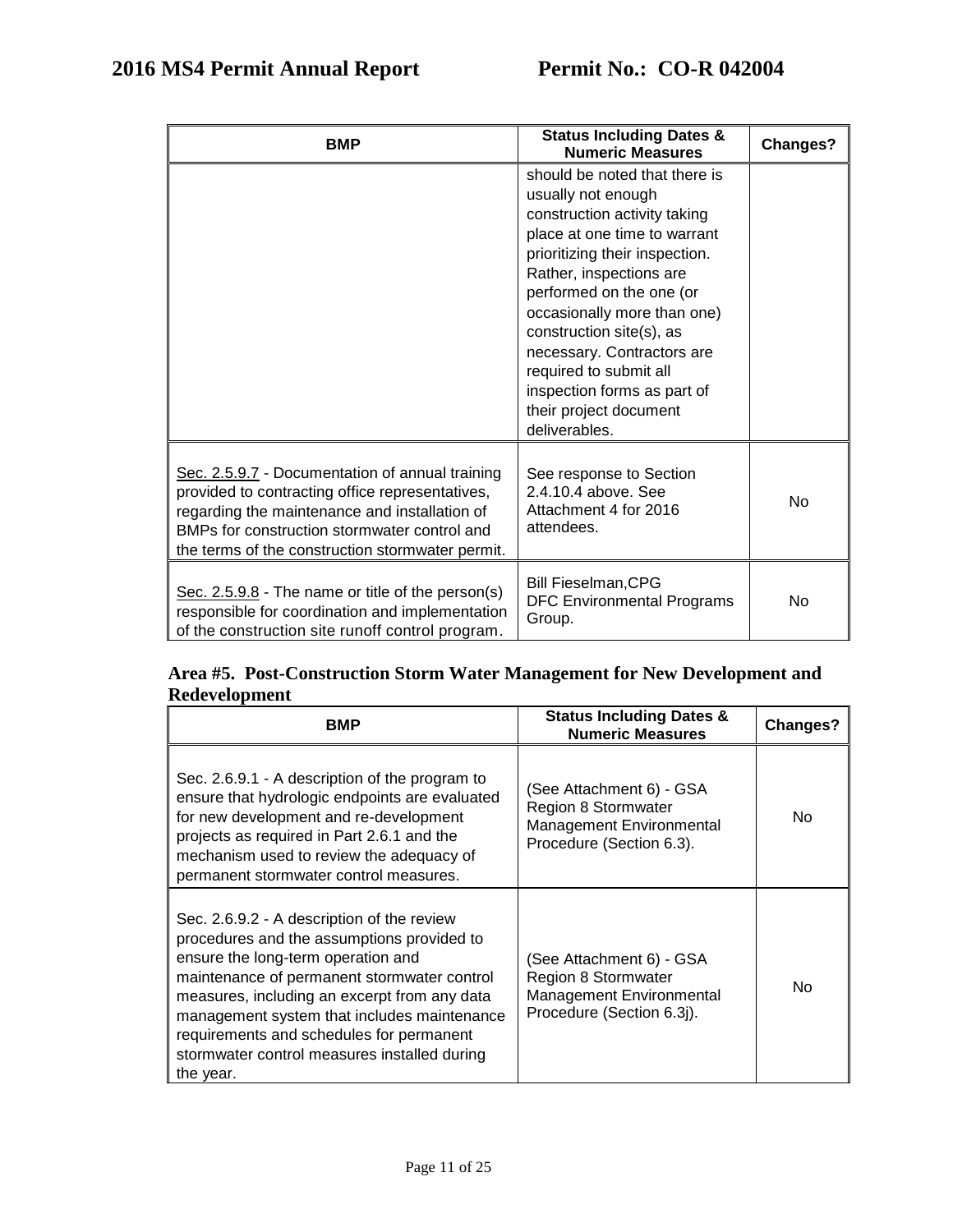| BMP | Status Including Dates & Numeric Measures | Changes? |
|---|---|---|
| | should be noted that there is usually not enough construction activity taking place at one time to warrant prioritizing their inspection. Rather, inspections are performed on the one (or occasionally more than one) construction site(s), as necessary. Contractors are required to submit all inspection forms as part of their project document deliverables. | |
| Sec. 2.5.9.7 - Documentation of annual training provided to contracting office representatives, regarding the maintenance and installation of BMPs for construction stormwater control and the terms of the construction stormwater permit. | See response to Section 2.4.10.4 above. See Attachment 4 for 2016 attendees. | No |
| Sec. 2.5.9.8 - The name or title of the person(s) responsible for coordination and implementation of the construction site runoff control program. | Bill Fieselman,CPG DFC Environmental Programs Group. | No |

### Area #5. Post-Construction Storm Water Management for New Development and Redevelopment

| BMP | Status Including Dates & Numeric Measures | Changes? |
|---|---|---|
| Sec. 2.6.9.1 - A description of the program to ensure that hydrologic endpoints are evaluated for new development and re-development projects as required in Part 2.6.1 and the mechanism used to review the adequacy of permanent stormwater control measures. | (See Attachment 6) - GSA Region 8 Stormwater Management Environmental Procedure (Section 6.3). | No |
| Sec. 2.6.9.2 - A description of the review procedures and the assumptions provided to ensure the long-term operation and maintenance of permanent stormwater control measures, including an excerpt from any data management system that includes maintenance requirements and schedules for permanent stormwater control measures installed during the year. | (See Attachment 6) - GSA Region 8 Stormwater Management Environmental Procedure (Section 6.3j). | No |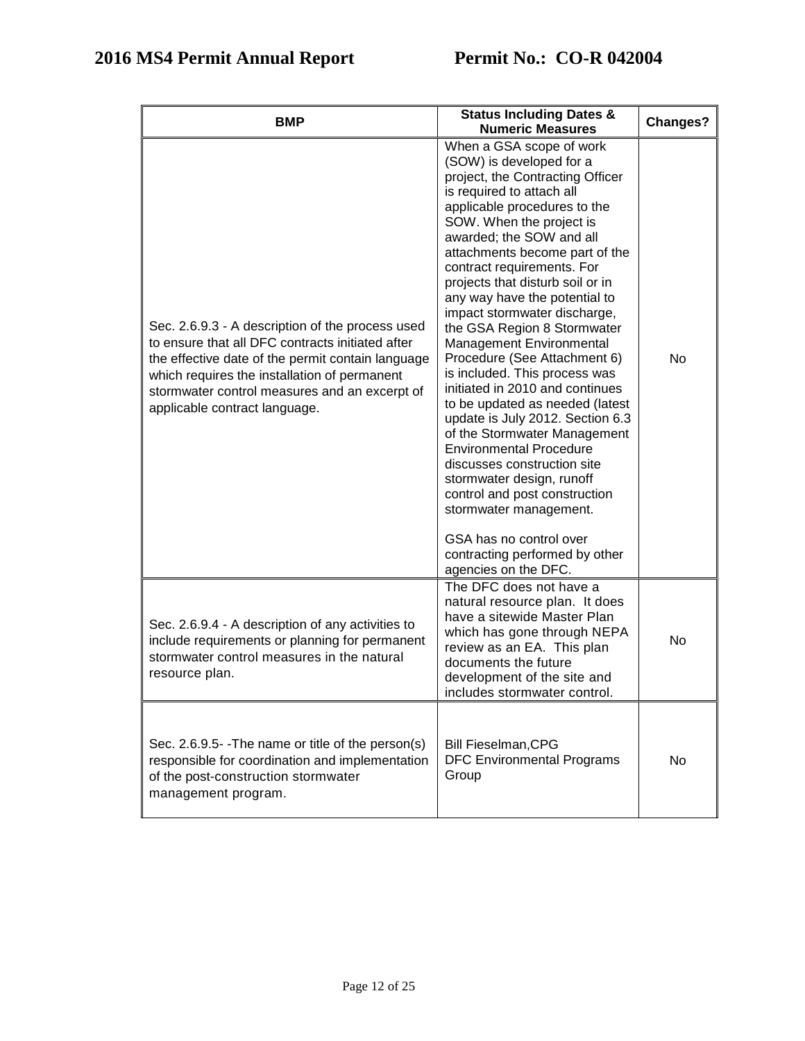| BMP | Status Including Dates & Numeric Measures | Changes? |
|---|---|---|
| Sec. 2.6.9.3 - A description of the process used to ensure that all DFC contracts initiated after the effective date of the permit contain language which requires the installation of permanent stormwater control measures and an excerpt of applicable contract language. | When a GSA scope of work (SOW) is developed for a project, the Contracting Officer is required to attach all applicable procedures to the SOW. When the project is awarded; the SOW and all attachments become part of the contract requirements. For projects that disturb soil or in any way have the potential to impact stormwater discharge, the GSA Region 8 Stormwater Management Environmental Procedure (See Attachment 6) is included. This process was initiated in 2010 and continues to be updated as needed (latest update is July 2012. Section 6.3 of the Stormwater Management Environmental Procedure discusses construction site stormwater design, runoff control and post construction stormwater management.<br><br>GSA has no control over contracting performed by other agencies on the DFC. | No |
| Sec. 2.6.9.4 - A description of any activities to include requirements or planning for permanent stormwater control measures in the natural resource plan. | The DFC does not have a natural resource plan. It does have a sitewide Master Plan which has gone through NEPA review as an EA. This plan documents the future development of the site and includes stormwater control. | No |
| Sec. 2.6.9.5- -The name or title of the person(s) responsible for coordination and implementation of the post-construction stormwater management program. | Bill Fieselman,CPG<br>DFC Environmental Programs Group | No |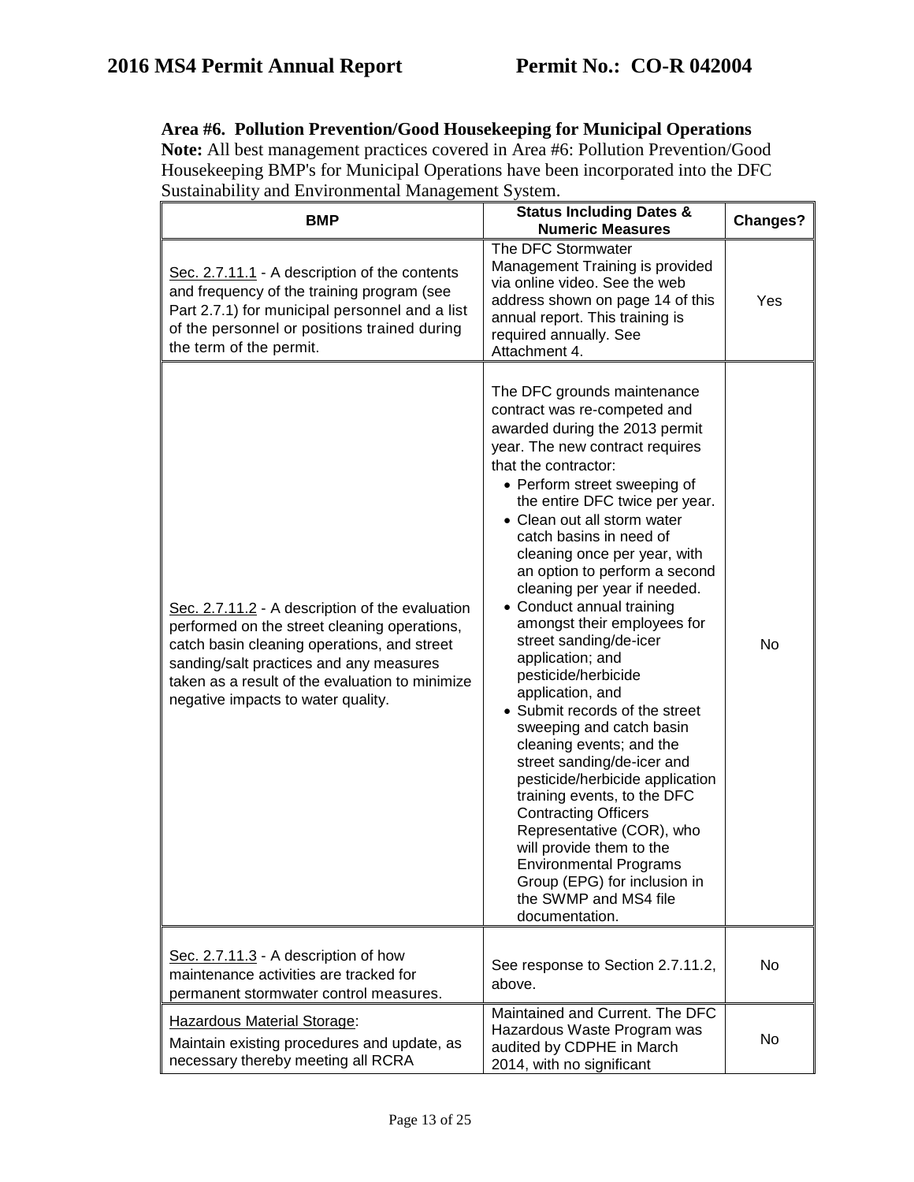### Area #6. Pollution Prevention/Good Housekeeping for Municipal Operations

**Note:** All best management practices covered in Area #6: Pollution Prevention/Good Housekeeping BMP's for Municipal Operations have been incorporated into the DFC Sustainability and Environmental Management System.

| BMP | Status Including Dates & Numeric Measures | Changes? |
|---|---|---|
| Sec. 2.7.11.1 - A description of the contents and frequency of the training program (see Part 2.7.1) for municipal personnel and a list of the personnel or positions trained during the term of the permit. | The DFC Stormwater Management Training is provided via online video. See the web address shown on page 14 of this annual report. This training is required annually. See Attachment 4. | Yes |
| Sec. 2.7.11.2 - A description of the evaluation performed on the street cleaning operations, catch basin cleaning operations, and street sanding/salt practices and any measures taken as a result of the evaluation to minimize negative impacts to water quality. | The DFC grounds maintenance contract was re-competed and awarded during the 2013 permit year. The new contract requires that the contractor:<br>• Perform street sweeping of the entire DFC twice per year.<br>• Clean out all storm water catch basins in need of cleaning once per year, with an option to perform a second cleaning per year if needed.<br>• Conduct annual training amongst their employees for street sanding/de-icer application; and pesticide/herbicide application, and<br>• Submit records of the street sweeping and catch basin cleaning events; and the street sanding/de-icer and pesticide/herbicide application training events, to the DFC Contracting Officers Representative (COR), who will provide them to the Environmental Programs Group (EPG) for inclusion in the SWMP and MS4 file documentation. | No |
| Sec. 2.7.11.3 - A description of how maintenance activities are tracked for permanent stormwater control measures. | See response to Section 2.7.11.2, above. | No |
| Hazardous Material Storage:<br>Maintain existing procedures and update, as necessary thereby meeting all RCRA | Maintained and Current. The DFC Hazardous Waste Program was audited by CDPHE in March 2014, with no significant | No |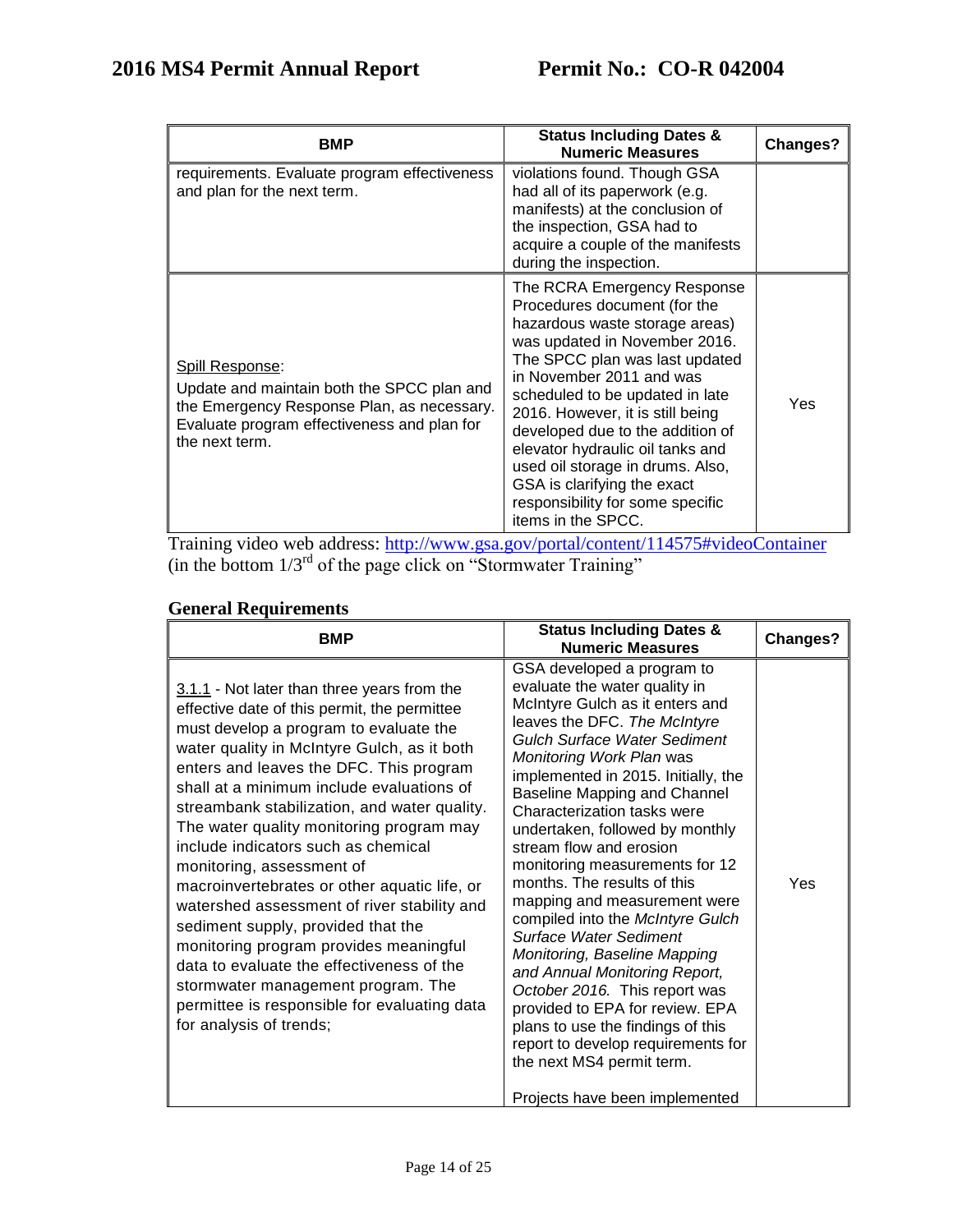| BMP | Status Including Dates & Numeric Measures | Changes? |
|---|---|---|
| requirements. Evaluate program effectiveness and plan for the next term. | violations found. Though GSA had all of its paperwork (e.g. manifests) at the conclusion of the inspection, GSA had to acquire a couple of the manifests during the inspection. | |
| Spill Response:<br>Update and maintain both the SPCC plan and the Emergency Response Plan, as necessary. Evaluate program effectiveness and plan for the next term. | The RCRA Emergency Response Procedures document (for the hazardous waste storage areas) was updated in November 2016. The SPCC plan was last updated in November 2011 and was scheduled to be updated in late 2016. However, it is still being developed due to the addition of elevator hydraulic oil tanks and used oil storage in drums. Also, GSA is clarifying the exact responsibility for some specific items in the SPCC. | Yes |

Training video web address: http://www.gsa.gov/portal/content/114575#videoContainer (in the bottom 1/3rd of the page click on "Stormwater Training"

## General Requirements

| BMP | Status Including Dates & Numeric Measures | Changes? |
|---|---|---|
| 3.1.1 - Not later than three years from the effective date of this permit, the permittee must develop a program to evaluate the water quality in McIntyre Gulch, as it both enters and leaves the DFC. This program shall at a minimum include evaluations of streambank stabilization, and water quality. The water quality monitoring program may include indicators such as chemical monitoring, assessment of macroinvertebrates or other aquatic life, or watershed assessment of river stability and sediment supply, provided that the monitoring program provides meaningful data to evaluate the effectiveness of the stormwater management program. The permittee is responsible for evaluating data for analysis of trends; | GSA developed a program to evaluate the water quality in McIntyre Gulch as it enters and leaves the DFC. *The McIntyre Gulch Surface Water Sediment Monitoring Work Plan* was implemented in 2015. Initially, the Baseline Mapping and Channel Characterization tasks were undertaken, followed by monthly stream flow and erosion monitoring measurements for 12 months. The results of this mapping and measurement were compiled into the *McIntyre Gulch Surface Water Sediment Monitoring, Baseline Mapping and Annual Monitoring Report, October 2016.* This report was provided to EPA for review. EPA plans to use the findings of this report to develop requirements for the next MS4 permit term.<br><br>Projects have been implemented | Yes |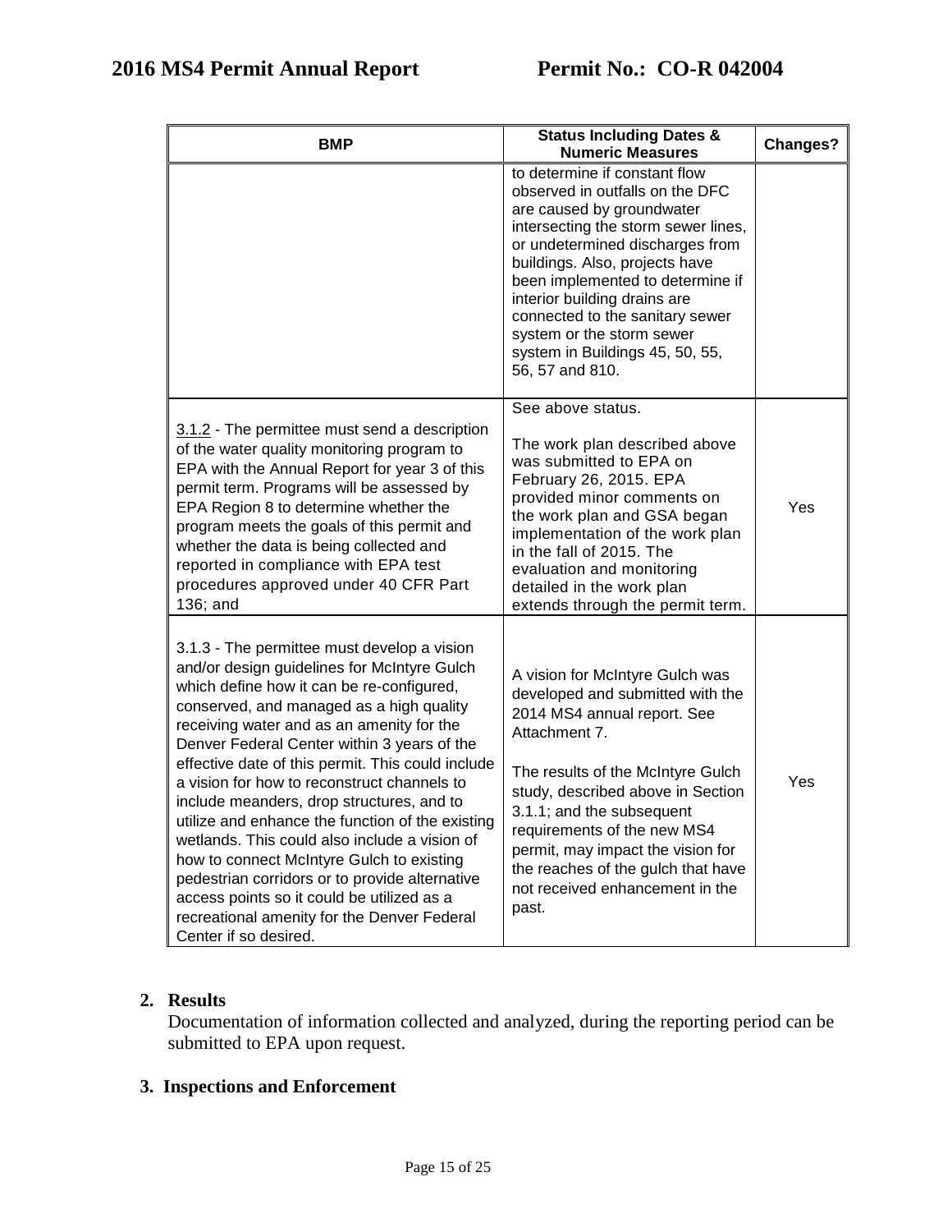| BMP | Status Including Dates & Numeric Measures | Changes? |
|---|---|---|
| | to determine if constant flow observed in outfalls on the DFC are caused by groundwater intersecting the storm sewer lines, or undetermined discharges from buildings. Also, projects have been implemented to determine if interior building drains are connected to the sanitary sewer system or the storm sewer system in Buildings 45, 50, 55, 56, 57 and 810. | |
| 3.1.2 - The permittee must send a description of the water quality monitoring program to EPA with the Annual Report for year 3 of this permit term. Programs will be assessed by EPA Region 8 to determine whether the program meets the goals of this permit and whether the data is being collected and reported in compliance with EPA test procedures approved under 40 CFR Part 136; and | See above status.<br><br>The work plan described above was submitted to EPA on February 26, 2015. EPA provided minor comments on the work plan and GSA began implementation of the work plan in the fall of 2015. The evaluation and monitoring detailed in the work plan extends through the permit term. | Yes |
| 3.1.3 - The permittee must develop a vision and/or design guidelines for McIntyre Gulch which define how it can be re-configured, conserved, and managed as a high quality receiving water and as an amenity for the Denver Federal Center within 3 years of the effective date of this permit. This could include a vision for how to reconstruct channels to include meanders, drop structures, and to utilize and enhance the function of the existing wetlands. This could also include a vision of how to connect McIntyre Gulch to existing pedestrian corridors or to provide alternative access points so it could be utilized as a recreational amenity for the Denver Federal Center if so desired. | A vision for McIntyre Gulch was developed and submitted with the 2014 MS4 annual report. See Attachment 7.<br><br>The results of the McIntyre Gulch study, described above in Section 3.1.1; and the subsequent requirements of the new MS4 permit, may impact the vision for the reaches of the gulch that have not received enhancement in the past. | Yes |

## 2. Results

Documentation of information collected and analyzed, during the reporting period can be submitted to EPA upon request.

## 3. Inspections and Enforcement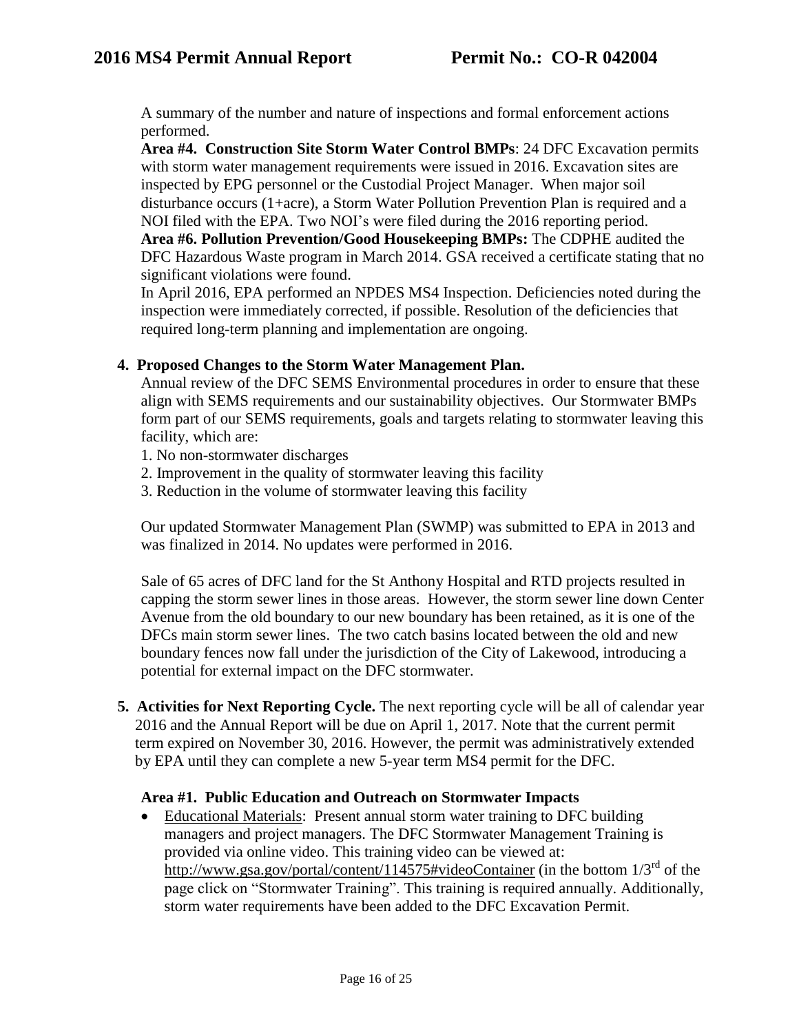A summary of the number and nature of inspections and formal enforcement actions performed.

**Area #4. Construction Site Storm Water Control BMPs**: 24 DFC Excavation permits with storm water management requirements were issued in 2016. Excavation sites are inspected by EPG personnel or the Custodial Project Manager. When major soil disturbance occurs (1+acre), a Storm Water Pollution Prevention Plan is required and a NOI filed with the EPA. Two NOI's were filed during the 2016 reporting period.

**Area #6. Pollution Prevention/Good Housekeeping BMPs:** The CDPHE audited the DFC Hazardous Waste program in March 2014. GSA received a certificate stating that no significant violations were found.

In April 2016, EPA performed an NPDES MS4 Inspection. Deficiencies noted during the inspection were immediately corrected, if possible. Resolution of the deficiencies that required long-term planning and implementation are ongoing.

**4. Proposed Changes to the Storm Water Management Plan.**

Annual review of the DFC SEMS Environmental procedures in order to ensure that these align with SEMS requirements and our sustainability objectives. Our Stormwater BMPs form part of our SEMS requirements, goals and targets relating to stormwater leaving this facility, which are:

1. No non-stormwater discharges
2. Improvement in the quality of stormwater leaving this facility
3. Reduction in the volume of stormwater leaving this facility

Our updated Stormwater Management Plan (SWMP) was submitted to EPA in 2013 and was finalized in 2014. No updates were performed in 2016.

Sale of 65 acres of DFC land for the St Anthony Hospital and RTD projects resulted in capping the storm sewer lines in those areas. However, the storm sewer line down Center Avenue from the old boundary to our new boundary has been retained, as it is one of the DFCs main storm sewer lines. The two catch basins located between the old and new boundary fences now fall under the jurisdiction of the City of Lakewood, introducing a potential for external impact on the DFC stormwater.

**5. Activities for Next Reporting Cycle.** The next reporting cycle will be all of calendar year 2016 and the Annual Report will be due on April 1, 2017. Note that the current permit term expired on November 30, 2016. However, the permit was administratively extended by EPA until they can complete a new 5-year term MS4 permit for the DFC.

**Area #1. Public Education and Outreach on Stormwater Impacts**

- Educational Materials: Present annual storm water training to DFC building managers and project managers. The DFC Stormwater Management Training is provided via online video. This training video can be viewed at: http://www.gsa.gov/portal/content/114575#videoContainer (in the bottom 1/3rd of the page click on "Stormwater Training". This training is required annually. Additionally, storm water requirements have been added to the DFC Excavation Permit.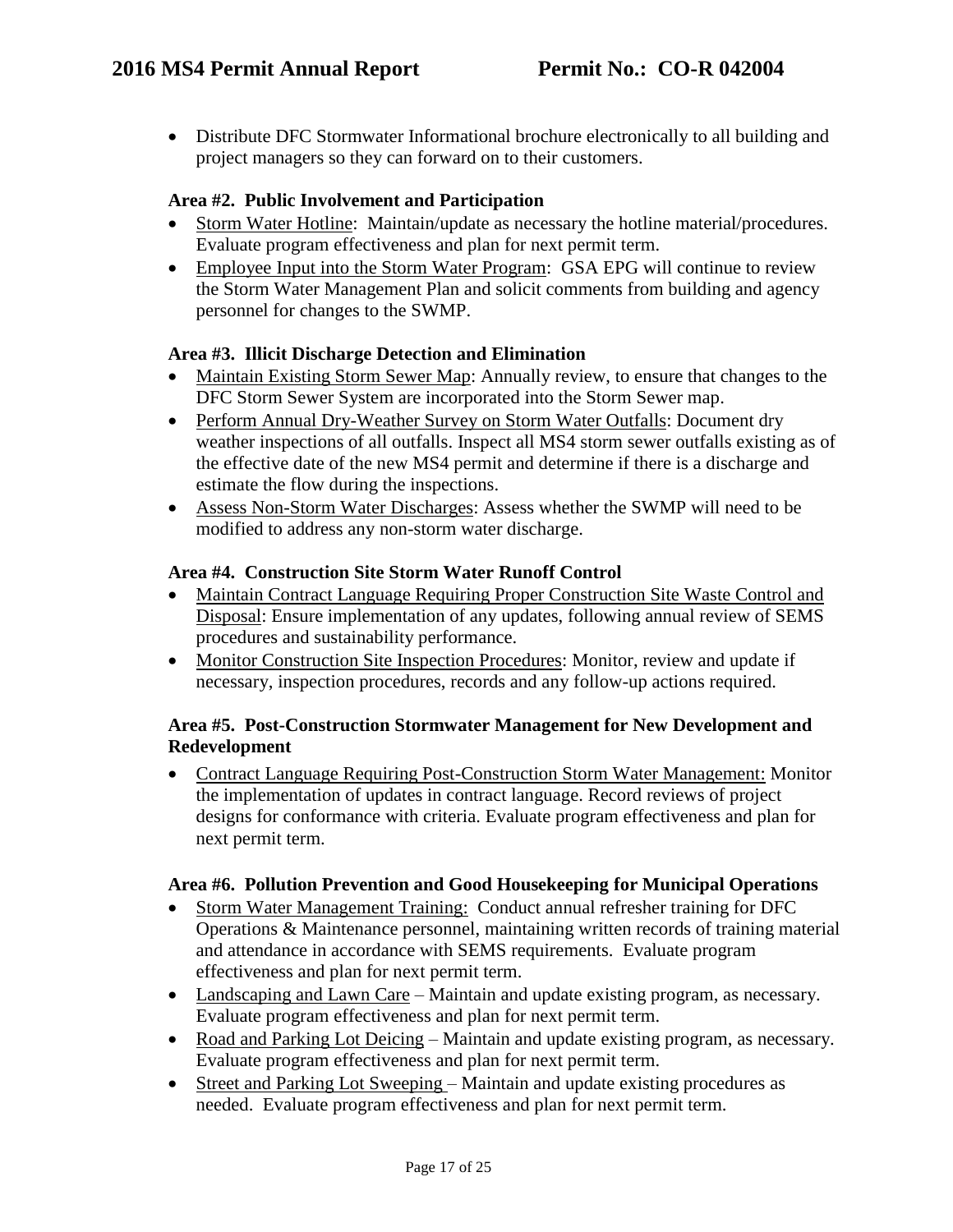- Distribute DFC Stormwater Informational brochure electronically to all building and project managers so they can forward on to their customers.

### Area #2. Public Involvement and Participation

- Storm Water Hotline: Maintain/update as necessary the hotline material/procedures. Evaluate program effectiveness and plan for next permit term.
- Employee Input into the Storm Water Program: GSA EPG will continue to review the Storm Water Management Plan and solicit comments from building and agency personnel for changes to the SWMP.

### Area #3. Illicit Discharge Detection and Elimination

- Maintain Existing Storm Sewer Map: Annually review, to ensure that changes to the DFC Storm Sewer System are incorporated into the Storm Sewer map.
- Perform Annual Dry-Weather Survey on Storm Water Outfalls: Document dry weather inspections of all outfalls. Inspect all MS4 storm sewer outfalls existing as of the effective date of the new MS4 permit and determine if there is a discharge and estimate the flow during the inspections.
- Assess Non-Storm Water Discharges: Assess whether the SWMP will need to be modified to address any non-storm water discharge.

### Area #4. Construction Site Storm Water Runoff Control

- Maintain Contract Language Requiring Proper Construction Site Waste Control and Disposal: Ensure implementation of any updates, following annual review of SEMS procedures and sustainability performance.
- Monitor Construction Site Inspection Procedures: Monitor, review and update if necessary, inspection procedures, records and any follow-up actions required.

### Area #5. Post-Construction Stormwater Management for New Development and Redevelopment

- Contract Language Requiring Post-Construction Storm Water Management: Monitor the implementation of updates in contract language. Record reviews of project designs for conformance with criteria. Evaluate program effectiveness and plan for next permit term.

### Area #6. Pollution Prevention and Good Housekeeping for Municipal Operations

- Storm Water Management Training: Conduct annual refresher training for DFC Operations & Maintenance personnel, maintaining written records of training material and attendance in accordance with SEMS requirements. Evaluate program effectiveness and plan for next permit term.
- Landscaping and Lawn Care – Maintain and update existing program, as necessary. Evaluate program effectiveness and plan for next permit term.
- Road and Parking Lot Deicing – Maintain and update existing program, as necessary. Evaluate program effectiveness and plan for next permit term.
- Street and Parking Lot Sweeping – Maintain and update existing procedures as needed. Evaluate program effectiveness and plan for next permit term.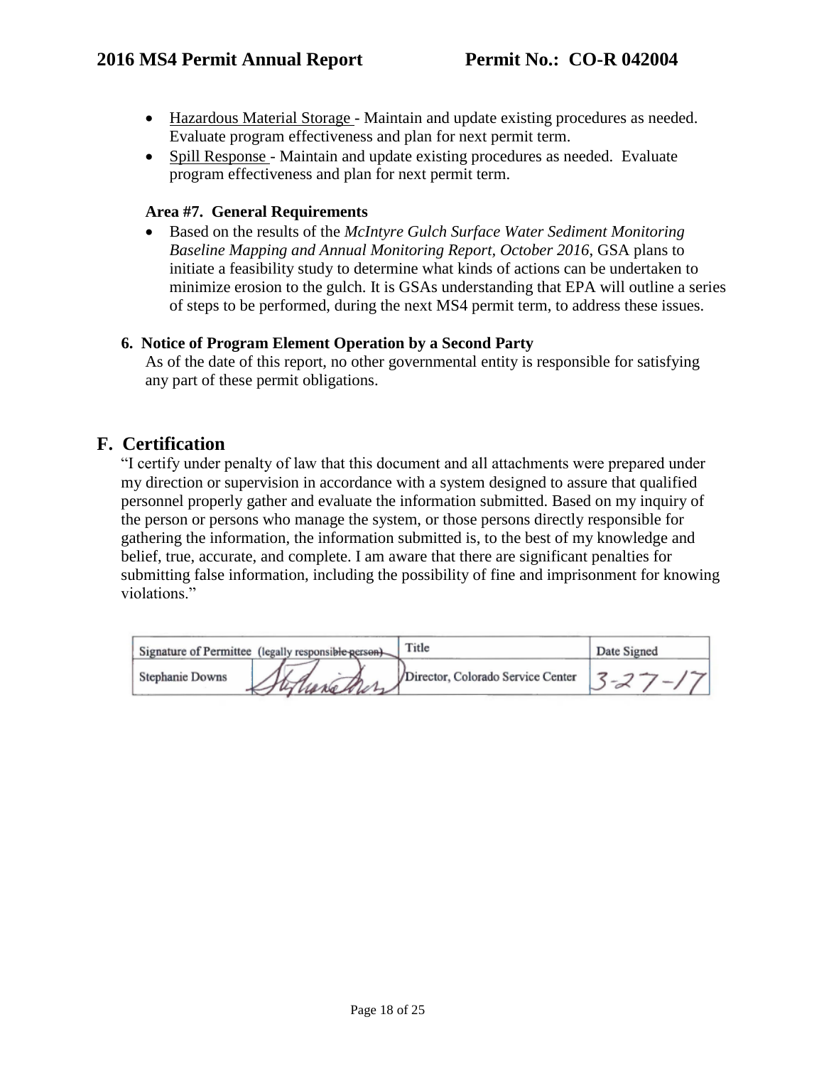- Hazardous Material Storage - Maintain and update existing procedures as needed. Evaluate program effectiveness and plan for next permit term.
- Spill Response - Maintain and update existing procedures as needed. Evaluate program effectiveness and plan for next permit term.

**Area #7. General Requirements**

- Based on the results of the *McIntyre Gulch Surface Water Sediment Monitoring Baseline Mapping and Annual Monitoring Report, October 2016*, GSA plans to initiate a feasibility study to determine what kinds of actions can be undertaken to minimize erosion to the gulch. It is GSAs understanding that EPA will outline a series of steps to be performed, during the next MS4 permit term, to address these issues.

**6. Notice of Program Element Operation by a Second Party**

As of the date of this report, no other governmental entity is responsible for satisfying any part of these permit obligations.

## F. Certification

"I certify under penalty of law that this document and all attachments were prepared under my direction or supervision in accordance with a system designed to assure that qualified personnel properly gather and evaluate the information submitted. Based on my inquiry of the person or persons who manage the system, or those persons directly responsible for gathering the information, the information submitted is, to the best of my knowledge and belief, true, accurate, and complete. I am aware that there are significant penalties for submitting false information, including the possibility of fine and imprisonment for knowing violations."

| Signature of Permittee (legally responsible person) | | Title | Date Signed |
|---|---|---|---|
| Stephanie Downs | Stephanie Downs | Director, Colorado Service Center | 3-27-17 |